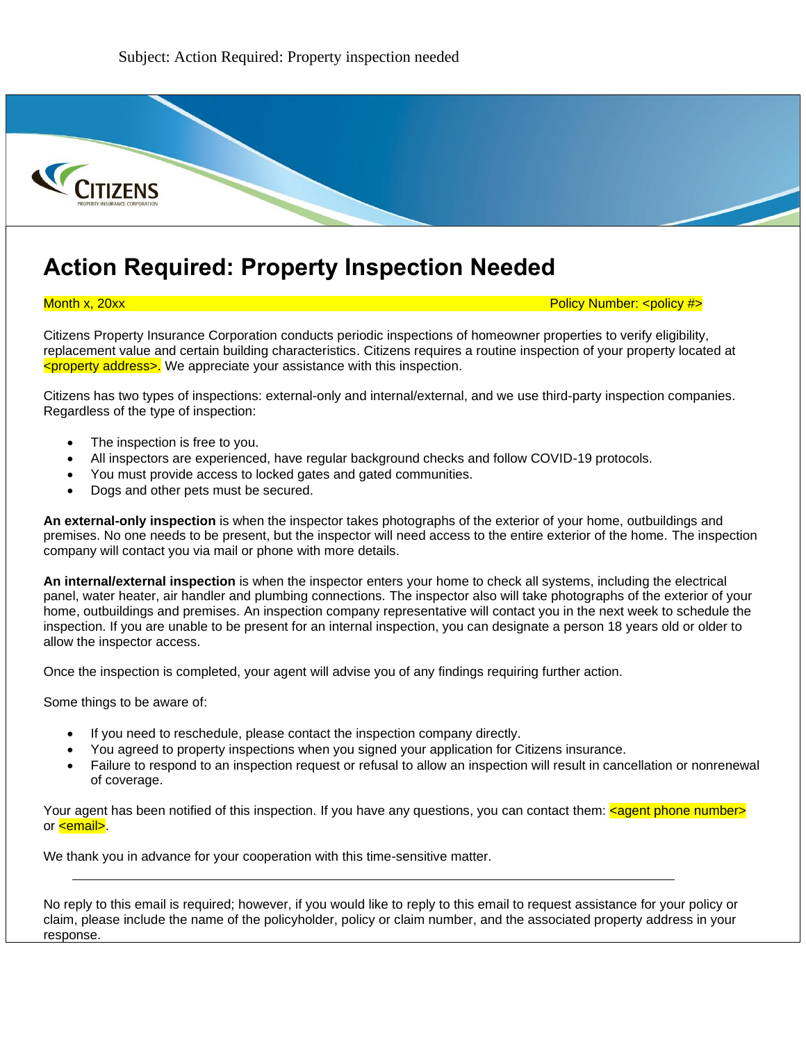Subject: Action Required: Property inspection needed

CITIZENS
PROPERTY INSURANCE CORPORATION

# Action Required: Property Inspection Needed

Month x, 20xx Policy Number: <policy #>

Citizens Property Insurance Corporation conducts periodic inspections of homeowner properties to verify eligibility, replacement value and certain building characteristics. Citizens requires a routine inspection of your property located at <property address>. We appreciate your assistance with this inspection.

Citizens has two types of inspections: external-only and internal/external, and we use third-party inspection companies. Regardless of the type of inspection:

- The inspection is free to you.
- All inspectors are experienced, have regular background checks and follow COVID-19 protocols.
- You must provide access to locked gates and gated communities.
- Dogs and other pets must be secured.

**An external-only inspection** is when the inspector takes photographs of the exterior of your home, outbuildings and premises. No one needs to be present, but the inspector will need access to the entire exterior of the home. The inspection company will contact you via mail or phone with more details.

**An internal/external inspection** is when the inspector enters your home to check all systems, including the electrical panel, water heater, air handler and plumbing connections. The inspector also will take photographs of the exterior of your home, outbuildings and premises. An inspection company representative will contact you in the next week to schedule the inspection. If you are unable to be present for an internal inspection, you can designate a person 18 years old or older to allow the inspector access.

Once the inspection is completed, your agent will advise you of any findings requiring further action.

Some things to be aware of:

- If you need to reschedule, please contact the inspection company directly.
- You agreed to property inspections when you signed your application for Citizens insurance.
- Failure to respond to an inspection request or refusal to allow an inspection will result in cancellation or nonrenewal of coverage.

Your agent has been notified of this inspection. If you have any questions, you can contact them: <agent phone number> or <email>.

We thank you in advance for your cooperation with this time-sensitive matter.

---

No reply to this email is required; however, if you would like to reply to this email to request assistance for your policy or claim, please include the name of the policyholder, policy or claim number, and the associated property address in your response.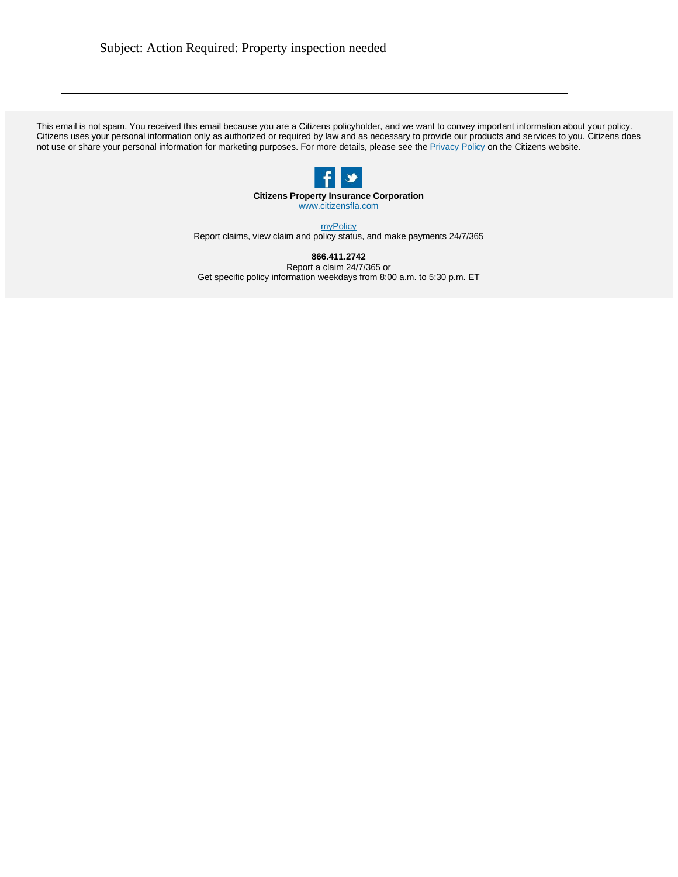Subject: Action Required: Property inspection needed

---

This email is not spam. You received this email because you are a Citizens policyholder, and we want to convey important information about your policy. Citizens uses your personal information only as authorized or required by law and as necessary to provide our products and services to you. Citizens does not use or share your personal information for marketing purposes. For more details, please see the [Privacy Policy](#) on the Citizens website.

**Citizens Property Insurance Corporation**
[www.citizensfla.com](http://www.citizensfla.com)

[myPolicy](#)
Report claims, view claim and policy status, and make payments 24/7/365

**866.411.2742**
Report a claim 24/7/365 or
Get specific policy information weekdays from 8:00 a.m. to 5:30 p.m. ET